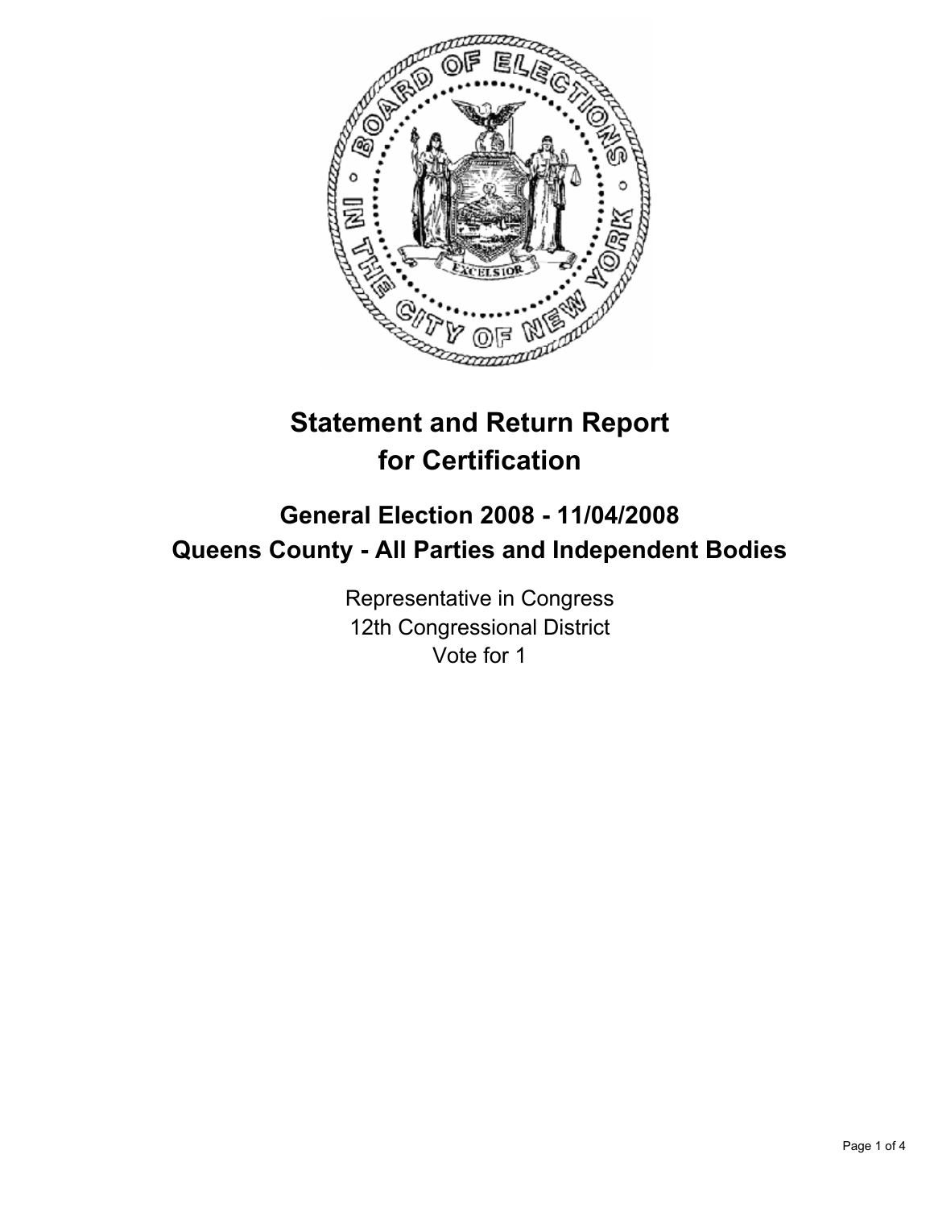# Statement and Return Report for Certification

## General Election 2008 - 11/04/2008
## Queens County - All Parties and Independent Bodies

Representative in Congress
12th Congressional District
Vote for 1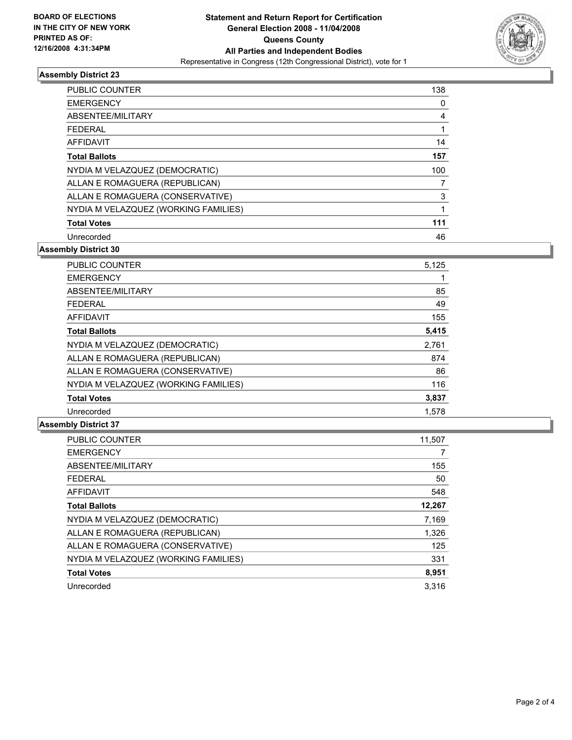**BOARD OF ELECTIONS IN THE CITY OF NEW YORK PRINTED AS OF: 12/16/2008 4:31:34PM**

# Statement and Return Report for Certification
## General Election 2008 - 11/04/2008
## Queens County
## All Parties and Independent Bodies
Representative in Congress (12th Congressional District), vote for 1

### Assembly District 23

| | |
|---|---|
| PUBLIC COUNTER | 138 |
| EMERGENCY | 0 |
| ABSENTEE/MILITARY | 4 |
| FEDERAL | 1 |
| AFFIDAVIT | 14 |
| **Total Ballots** | **157** |
| NYDIA M VELAZQUEZ (DEMOCRATIC) | 100 |
| ALLAN E ROMAGUERA (REPUBLICAN) | 7 |
| ALLAN E ROMAGUERA (CONSERVATIVE) | 3 |
| NYDIA M VELAZQUEZ (WORKING FAMILIES) | 1 |
| **Total Votes** | **111** |
| Unrecorded | 46 |

### Assembly District 30

| | |
|---|---|
| PUBLIC COUNTER | 5,125 |
| EMERGENCY | 1 |
| ABSENTEE/MILITARY | 85 |
| FEDERAL | 49 |
| AFFIDAVIT | 155 |
| **Total Ballots** | **5,415** |
| NYDIA M VELAZQUEZ (DEMOCRATIC) | 2,761 |
| ALLAN E ROMAGUERA (REPUBLICAN) | 874 |
| ALLAN E ROMAGUERA (CONSERVATIVE) | 86 |
| NYDIA M VELAZQUEZ (WORKING FAMILIES) | 116 |
| **Total Votes** | **3,837** |
| Unrecorded | 1,578 |

### Assembly District 37

| | |
|---|---|
| PUBLIC COUNTER | 11,507 |
| EMERGENCY | 7 |
| ABSENTEE/MILITARY | 155 |
| FEDERAL | 50 |
| AFFIDAVIT | 548 |
| **Total Ballots** | **12,267** |
| NYDIA M VELAZQUEZ (DEMOCRATIC) | 7,169 |
| ALLAN E ROMAGUERA (REPUBLICAN) | 1,326 |
| ALLAN E ROMAGUERA (CONSERVATIVE) | 125 |
| NYDIA M VELAZQUEZ (WORKING FAMILIES) | 331 |
| **Total Votes** | **8,951** |
| Unrecorded | 3,316 |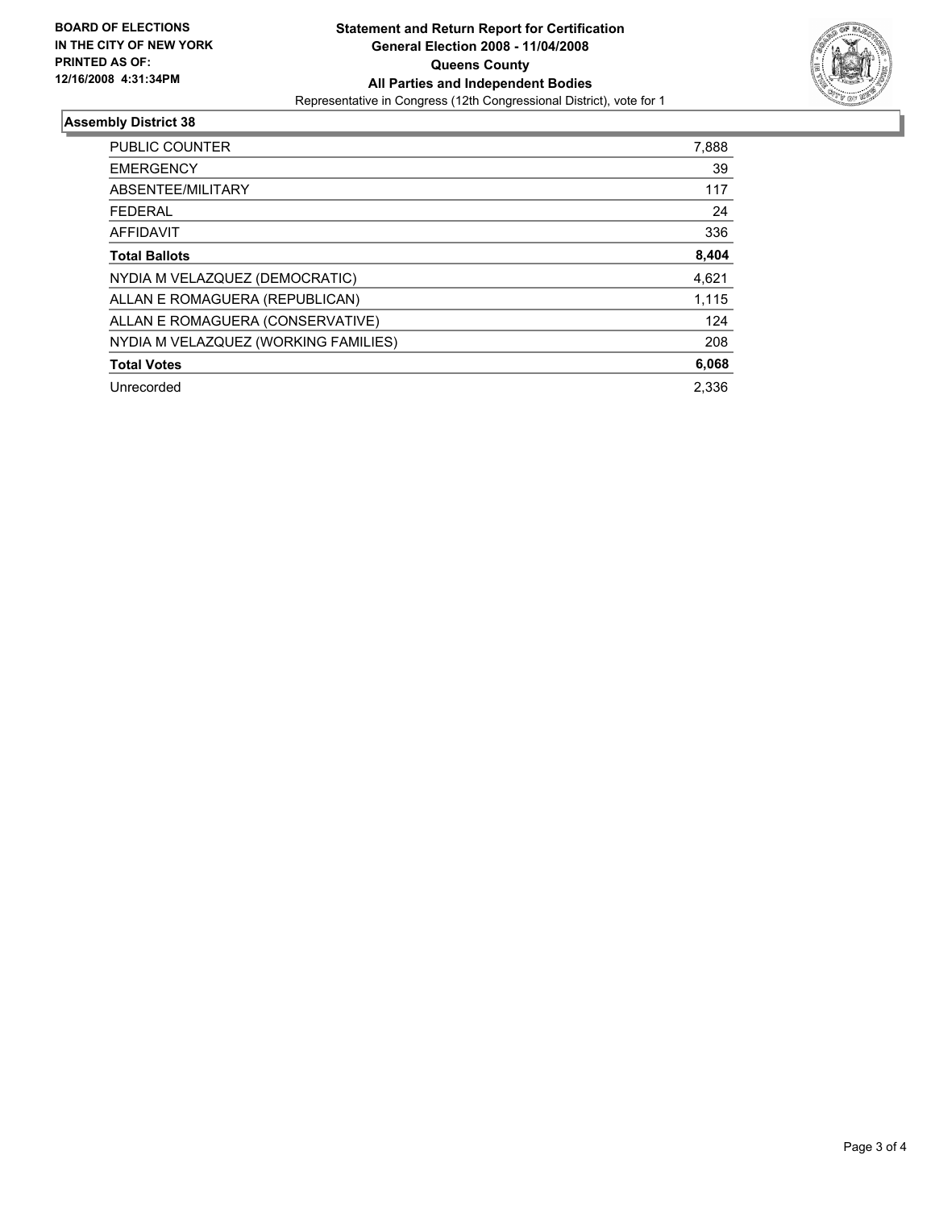**BOARD OF ELECTIONS IN THE CITY OF NEW YORK PRINTED AS OF: 12/16/2008 4:31:34PM**

**Statement and Return Report for Certification**
**General Election 2008 - 11/04/2008**
**Queens County**
**All Parties and Independent Bodies**
Representative in Congress (12th Congressional District), vote for 1

## Assembly District 38

| | |
|---|---|
| PUBLIC COUNTER | 7,888 |
| EMERGENCY | 39 |
| ABSENTEE/MILITARY | 117 |
| FEDERAL | 24 |
| AFFIDAVIT | 336 |
| **Total Ballots** | **8,404** |
| NYDIA M VELAZQUEZ (DEMOCRATIC) | 4,621 |
| ALLAN E ROMAGUERA (REPUBLICAN) | 1,115 |
| ALLAN E ROMAGUERA (CONSERVATIVE) | 124 |
| NYDIA M VELAZQUEZ (WORKING FAMILIES) | 208 |
| **Total Votes** | **6,068** |
| Unrecorded | 2,336 |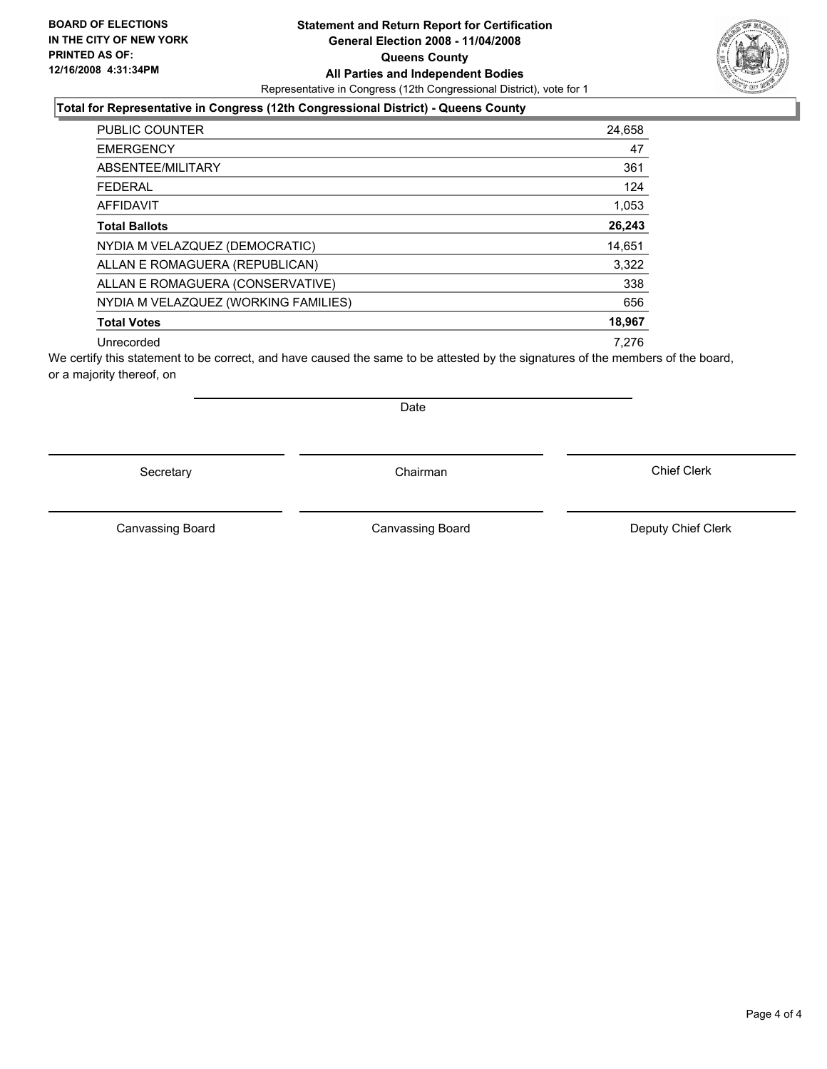**BOARD OF ELECTIONS IN THE CITY OF NEW YORK PRINTED AS OF: 12/16/2008 4:31:34PM**

**Statement and Return Report for Certification**
**General Election 2008 - 11/04/2008**
**Queens County**
**All Parties and Independent Bodies**

Representative in Congress (12th Congressional District), vote for 1

**Total for Representative in Congress (12th Congressional District) - Queens County**

| | |
|---|---|
| PUBLIC COUNTER | 24,658 |
| EMERGENCY | 47 |
| ABSENTEE/MILITARY | 361 |
| FEDERAL | 124 |
| AFFIDAVIT | 1,053 |
| **Total Ballots** | **26,243** |
| NYDIA M VELAZQUEZ (DEMOCRATIC) | 14,651 |
| ALLAN E ROMAGUERA (REPUBLICAN) | 3,322 |
| ALLAN E ROMAGUERA (CONSERVATIVE) | 338 |
| NYDIA M VELAZQUEZ (WORKING FAMILIES) | 656 |
| **Total Votes** | **18,967** |
| Unrecorded | 7,276 |

We certify this statement to be correct, and have caused the same to be attested by the signatures of the members of the board, or a majority thereof, on

Date

| | | |
|---|---|---|
| Secretary | Chairman | Chief Clerk |
| Canvassing Board | Canvassing Board | Deputy Chief Clerk |